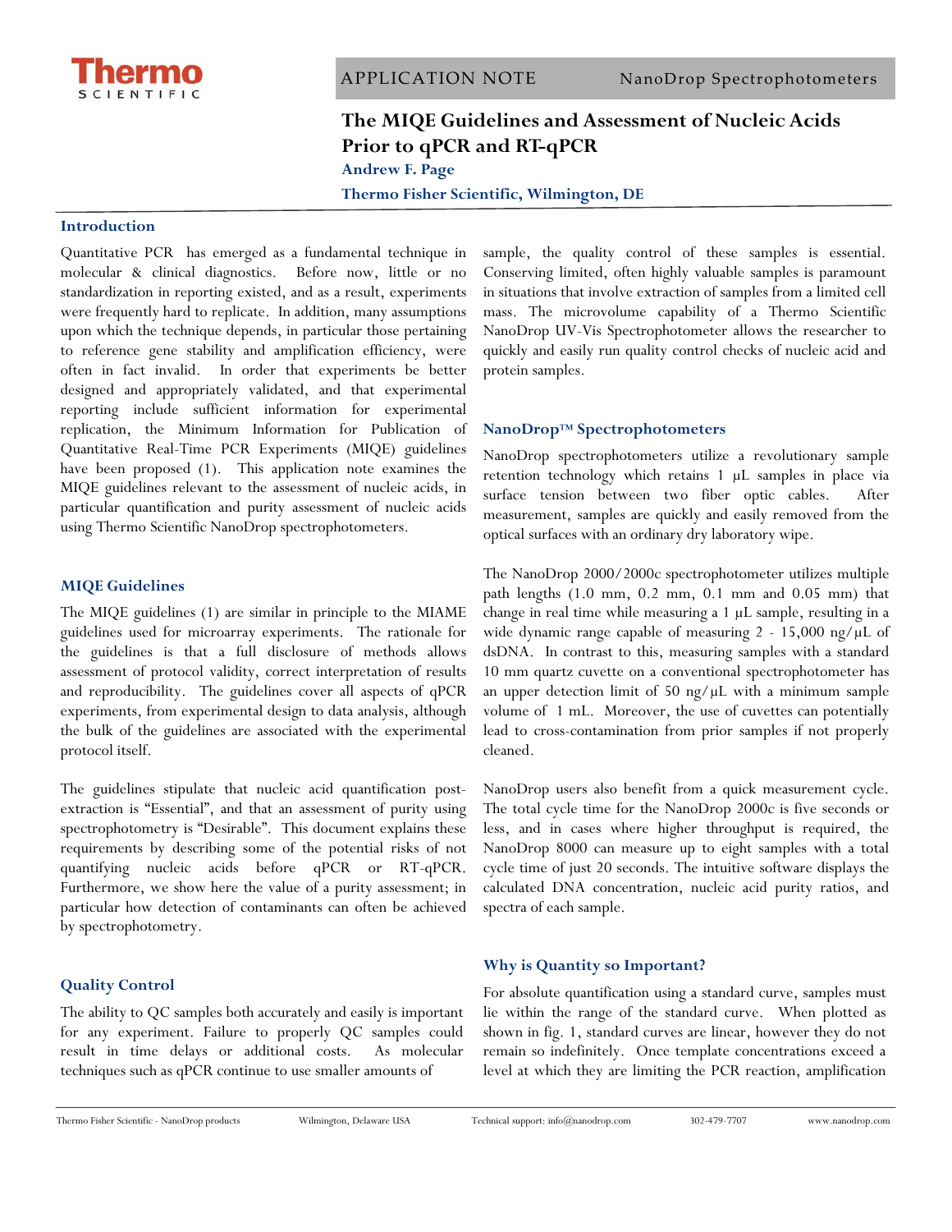APPLICATION NOTE NanoDrop Spectrophotometers

# The MIQE Guidelines and Assessment of Nucleic Acids Prior to qPCR and RT-qPCR

**Andrew F. Page**

**Thermo Fisher Scientific, Wilmington, DE**

## Introduction

Quantitative PCR has emerged as a fundamental technique in molecular & clinical diagnostics. Before now, little or no standardization in reporting existed, and as a result, experiments were frequently hard to replicate. In addition, many assumptions upon which the technique depends, in particular those pertaining to reference gene stability and amplification efficiency, were often in fact invalid. In order that experiments be better designed and appropriately validated, and that experimental reporting include sufficient information for experimental replication, the Minimum Information for Publication of Quantitative Real-Time PCR Experiments (MIQE) guidelines have been proposed (1). This application note examines the MIQE guidelines relevant to the assessment of nucleic acids, in particular quantification and purity assessment of nucleic acids using Thermo Scientific NanoDrop spectrophotometers.

## MIQE Guidelines

The MIQE guidelines (1) are similar in principle to the MIAME guidelines used for microarray experiments. The rationale for the guidelines is that a full disclosure of methods allows assessment of protocol validity, correct interpretation of results and reproducibility. The guidelines cover all aspects of qPCR experiments, from experimental design to data analysis, although the bulk of the guidelines are associated with the experimental protocol itself.

The guidelines stipulate that nucleic acid quantification post-extraction is "Essential", and that an assessment of purity using spectrophotometry is "Desirable". This document explains these requirements by describing some of the potential risks of not quantifying nucleic acids before qPCR or RT-qPCR. Furthermore, we show here the value of a purity assessment; in particular how detection of contaminants can often be achieved by spectrophotometry.

## Quality Control

The ability to QC samples both accurately and easily is important for any experiment. Failure to properly QC samples could result in time delays or additional costs. As molecular techniques such as qPCR continue to use smaller amounts of sample, the quality control of these samples is essential. Conserving limited, often highly valuable samples is paramount in situations that involve extraction of samples from a limited cell mass. The microvolume capability of a Thermo Scientific NanoDrop UV-Vis Spectrophotometer allows the researcher to quickly and easily run quality control checks of nucleic acid and protein samples.

## NanoDrop™ Spectrophotometers

NanoDrop spectrophotometers utilize a revolutionary sample retention technology which retains 1 µL samples in place via surface tension between two fiber optic cables. After measurement, samples are quickly and easily removed from the optical surfaces with an ordinary dry laboratory wipe.

The NanoDrop 2000/2000c spectrophotometer utilizes multiple path lengths (1.0 mm, 0.2 mm, 0.1 mm and 0.05 mm) that change in real time while measuring a 1 µL sample, resulting in a wide dynamic range capable of measuring 2 - 15,000 ng/µL of dsDNA. In contrast to this, measuring samples with a standard 10 mm quartz cuvette on a conventional spectrophotometer has an upper detection limit of 50 ng/µL with a minimum sample volume of 1 mL. Moreover, the use of cuvettes can potentially lead to cross-contamination from prior samples if not properly cleaned.

NanoDrop users also benefit from a quick measurement cycle. The total cycle time for the NanoDrop 2000c is five seconds or less, and in cases where higher throughput is required, the NanoDrop 8000 can measure up to eight samples with a total cycle time of just 20 seconds. The intuitive software displays the calculated DNA concentration, nucleic acid purity ratios, and spectra of each sample.

## Why is Quantity so Important?

For absolute quantification using a standard curve, samples must lie within the range of the standard curve. When plotted as shown in fig. 1, standard curves are linear, however they do not remain so indefinitely. Once template concentrations exceed a level at which they are limiting the PCR reaction, amplification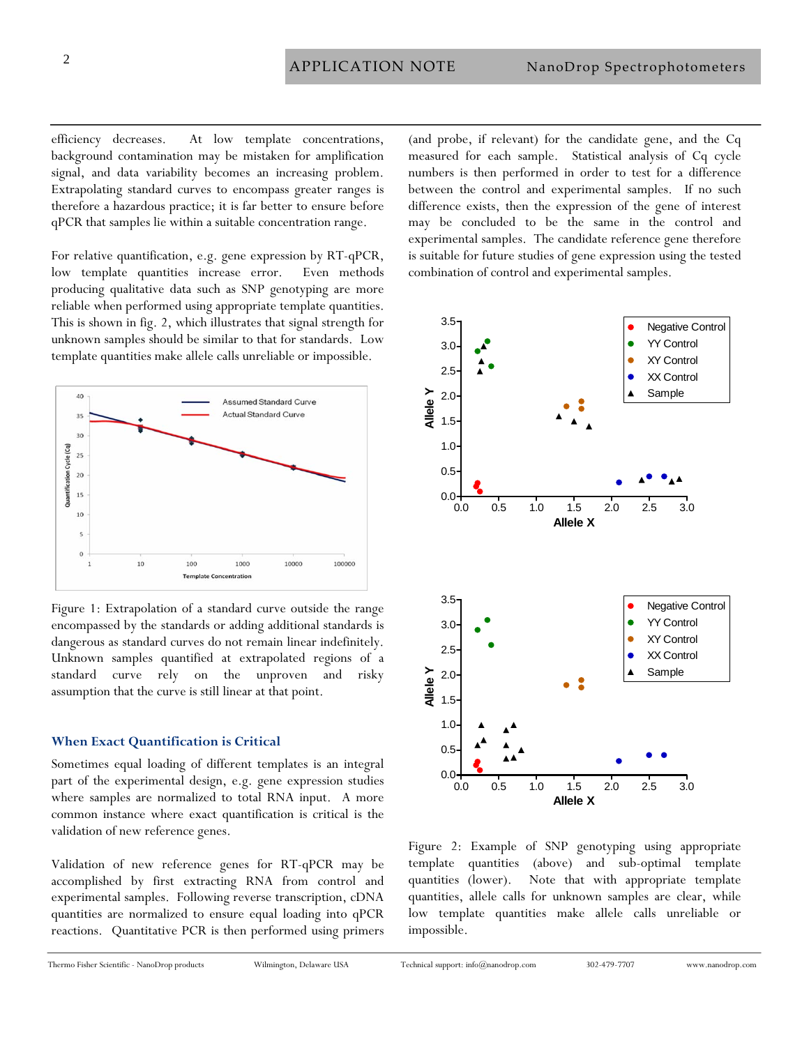efficiency decreases. At low template concentrations, background contamination may be mistaken for amplification signal, and data variability becomes an increasing problem. Extrapolating standard curves to encompass greater ranges is therefore a hazardous practice; it is far better to ensure before qPCR that samples lie within a suitable concentration range.

For relative quantification, e.g. gene expression by RT-qPCR, low template quantities increase error. Even methods producing qualitative data such as SNP genotyping are more reliable when performed using appropriate template quantities. This is shown in fig. 2, which illustrates that signal strength for unknown samples should be similar to that for standards. Low template quantities make allele calls unreliable or impossible.

Assumed Standard Curve
Actual Standard Curve
Quantification Cycle (Cq)
Template Concentration
0
5
10
15
20
25
30
35
40
1
10
100
1000
10000
100000

Figure 1: Extrapolation of a standard curve outside the range encompassed by the standards or adding additional standards is dangerous as standard curves do not remain linear indefinitely. Unknown samples quantified at extrapolated regions of a standard curve rely on the unproven and risky assumption that the curve is still linear at that point.

## When Exact Quantification is Critical

Sometimes equal loading of different templates is an integral part of the experimental design, e.g. gene expression studies where samples are normalized to total RNA input. A more common instance where exact quantification is critical is the validation of new reference genes.

Validation of new reference genes for RT-qPCR may be accomplished by first extracting RNA from control and experimental samples. Following reverse transcription, cDNA quantities are normalized to ensure equal loading into qPCR reactions. Quantitative PCR is then performed using primers (and probe, if relevant) for the candidate gene, and the Cq measured for each sample. Statistical analysis of Cq cycle numbers is then performed in order to test for a difference between the control and experimental samples. If no such difference exists, then the expression of the gene of interest may be concluded to be the same in the control and experimental samples. The candidate reference gene therefore is suitable for future studies of gene expression using the tested combination of control and experimental samples.

Negative Control
YY Control
XY Control
XX Control
Sample
Allele Y
Allele X
0.0
0.5
1.0
1.5
2.0
2.5
3.0
3.5

Negative Control
YY Control
XY Control
XX Control
Sample
Allele Y
Allele X
0.0
0.5
1.0
1.5
2.0
2.5
3.0
3.5

Figure 2: Example of SNP genotyping using appropriate template quantities (above) and sub-optimal template quantities (lower). Note that with appropriate template quantities, allele calls for unknown samples are clear, while low template quantities make allele calls unreliable or impossible.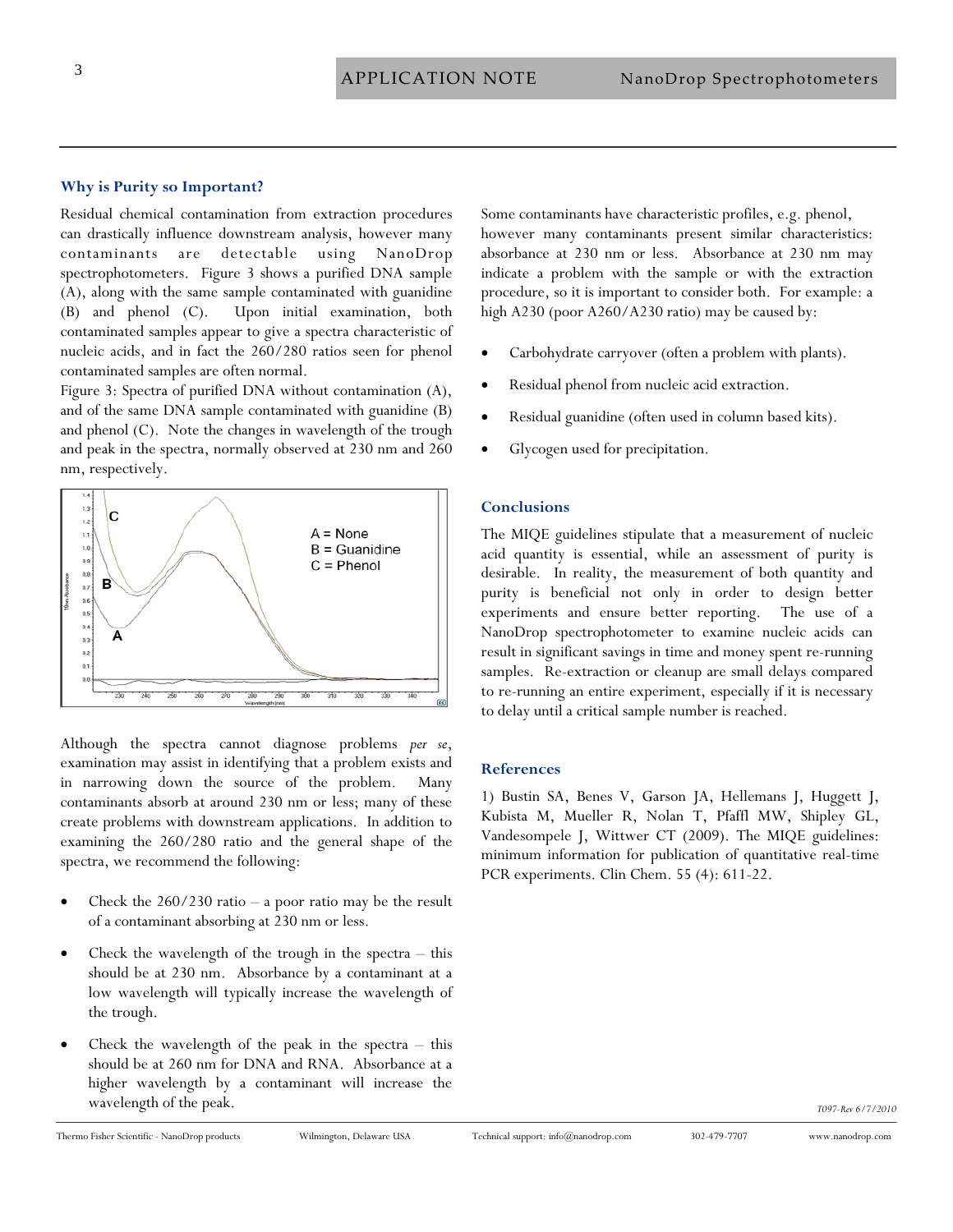## Why is Purity so Important?

Residual chemical contamination from extraction procedures can drastically influence downstream analysis, however many contaminants are detectable using NanoDrop spectrophotometers. Figure 3 shows a purified DNA sample (A), along with the same sample contaminated with guanidine (B) and phenol (C). Upon initial examination, both contaminated samples appear to give a spectra characteristic of nucleic acids, and in fact the 260/280 ratios seen for phenol contaminated samples are often normal.

Figure 3: Spectra of purified DNA without contamination (A), and of the same DNA sample contaminated with guanidine (B) and phenol (C). Note the changes in wavelength of the trough and peak in the spectra, normally observed at 230 nm and 260 nm, respectively.

C

B

A

A = None
B = Guanidine
C = Phenol

10mm Absorbance

Wavelength [nm]

Although the spectra cannot diagnose problems *per se*, examination may assist in identifying that a problem exists and in narrowing down the source of the problem. Many contaminants absorb at around 230 nm or less; many of these create problems with downstream applications. In addition to examining the 260/280 ratio and the general shape of the spectra, we recommend the following:

- Check the 260/230 ratio – a poor ratio may be the result of a contaminant absorbing at 230 nm or less.
- Check the wavelength of the trough in the spectra – this should be at 230 nm. Absorbance by a contaminant at a low wavelength will typically increase the wavelength of the trough.
- Check the wavelength of the peak in the spectra – this should be at 260 nm for DNA and RNA. Absorbance at a higher wavelength by a contaminant will increase the wavelength of the peak.

Some contaminants have characteristic profiles, e.g. phenol, however many contaminants present similar characteristics: absorbance at 230 nm or less. Absorbance at 230 nm may indicate a problem with the sample or with the extraction procedure, so it is important to consider both. For example: a high A230 (poor A260/A230 ratio) may be caused by:

- Carbohydrate carryover (often a problem with plants).
- Residual phenol from nucleic acid extraction.
- Residual guanidine (often used in column based kits).
- Glycogen used for precipitation.

## Conclusions

The MIQE guidelines stipulate that a measurement of nucleic acid quantity is essential, while an assessment of purity is desirable. In reality, the measurement of both quantity and purity is beneficial not only in order to design better experiments and ensure better reporting. The use of a NanoDrop spectrophotometer to examine nucleic acids can result in significant savings in time and money spent re-running samples. Re-extraction or cleanup are small delays compared to re-running an entire experiment, especially if it is necessary to delay until a critical sample number is reached.

## References

1) Bustin SA, Benes V, Garson JA, Hellemans J, Huggett J, Kubista M, Mueller R, Nolan T, Pfaffl MW, Shipley GL, Vandesompele J, Wittwer CT (2009). The MIQE guidelines: minimum information for publication of quantitative real-time PCR experiments. Clin Chem. 55 (4): 611-22.

T097-Rev 6/7/2010